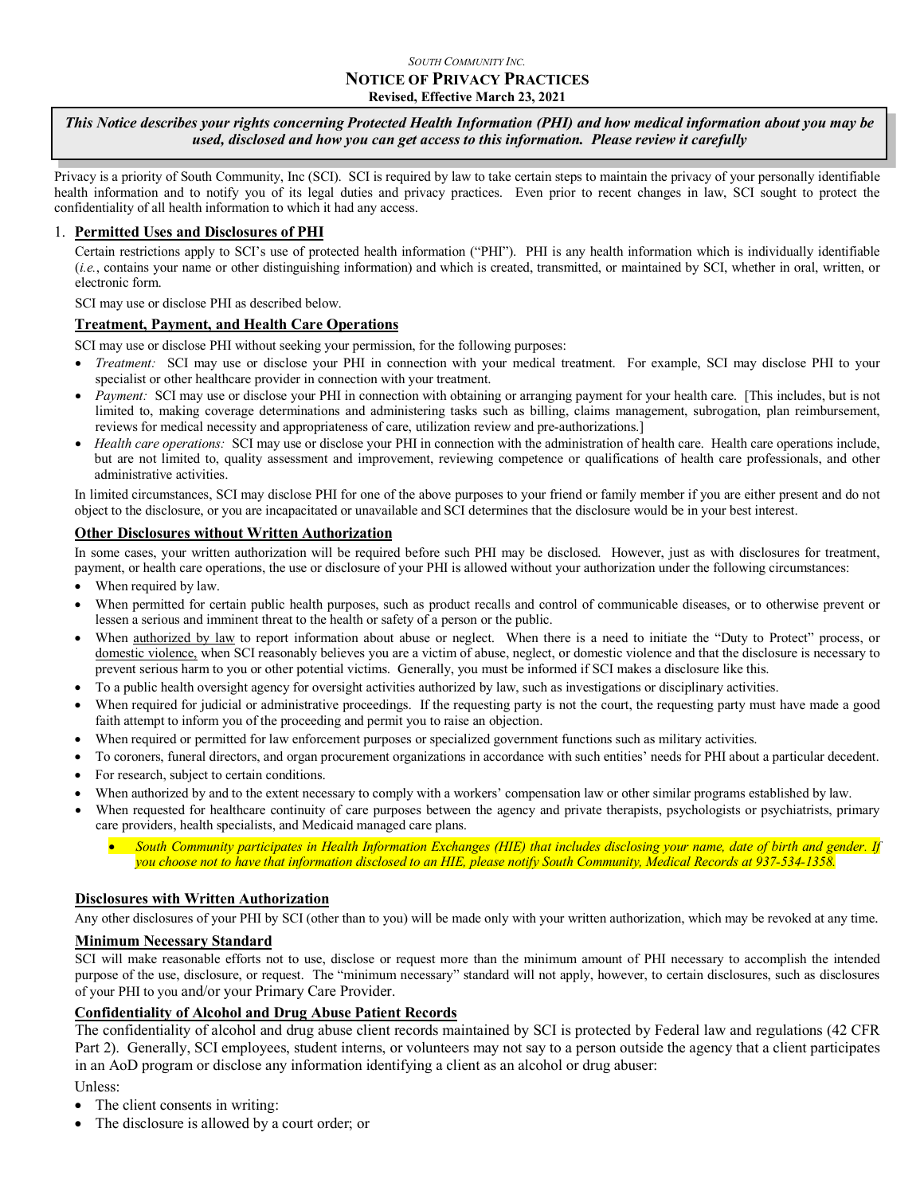*SOUTH COMMUNITY INC.*

# NOTICE OF PRIVACY PRACTICES

**Revised, Effective March 23, 2021**

***This Notice describes your rights concerning Protected Health Information (PHI) and how medical information about you may be used, disclosed and how you can get access to this information. Please review it carefully***

Privacy is a priority of South Community, Inc (SCI). SCI is required by law to take certain steps to maintain the privacy of your personally identifiable health information and to notify you of its legal duties and privacy practices. Even prior to recent changes in law, SCI sought to protect the confidentiality of all health information to which it had any access.

## 1. Permitted Uses and Disclosures of PHI

Certain restrictions apply to SCI's use of protected health information ("PHI"). PHI is any health information which is individually identifiable (*i.e.*, contains your name or other distinguishing information) and which is created, transmitted, or maintained by SCI, whether in oral, written, or electronic form.

SCI may use or disclose PHI as described below.

### Treatment, Payment, and Health Care Operations

SCI may use or disclose PHI without seeking your permission, for the following purposes:

- *Treatment:* SCI may use or disclose your PHI in connection with your medical treatment. For example, SCI may disclose PHI to your specialist or other healthcare provider in connection with your treatment.
- *Payment:* SCI may use or disclose your PHI in connection with obtaining or arranging payment for your health care. [This includes, but is not limited to, making coverage determinations and administering tasks such as billing, claims management, subrogation, plan reimbursement, reviews for medical necessity and appropriateness of care, utilization review and pre-authorizations.]
- *Health care operations:* SCI may use or disclose your PHI in connection with the administration of health care. Health care operations include, but are not limited to, quality assessment and improvement, reviewing competence or qualifications of health care professionals, and other administrative activities.

In limited circumstances, SCI may disclose PHI for one of the above purposes to your friend or family member if you are either present and do not object to the disclosure, or you are incapacitated or unavailable and SCI determines that the disclosure would be in your best interest.

### Other Disclosures without Written Authorization

In some cases, your written authorization will be required before such PHI may be disclosed. However, just as with disclosures for treatment, payment, or health care operations, the use or disclosure of your PHI is allowed without your authorization under the following circumstances:

- When required by law.
- When permitted for certain public health purposes, such as product recalls and control of communicable diseases, or to otherwise prevent or lessen a serious and imminent threat to the health or safety of a person or the public.
- When authorized by law to report information about abuse or neglect. When there is a need to initiate the "Duty to Protect" process, or domestic violence, when SCI reasonably believes you are a victim of abuse, neglect, or domestic violence and that the disclosure is necessary to prevent serious harm to you or other potential victims. Generally, you must be informed if SCI makes a disclosure like this.
- To a public health oversight agency for oversight activities authorized by law, such as investigations or disciplinary activities.
- When required for judicial or administrative proceedings. If the requesting party is not the court, the requesting party must have made a good faith attempt to inform you of the proceeding and permit you to raise an objection.
- When required or permitted for law enforcement purposes or specialized government functions such as military activities.
- To coroners, funeral directors, and organ procurement organizations in accordance with such entities' needs for PHI about a particular decedent.
- For research, subject to certain conditions.
- When authorized by and to the extent necessary to comply with a workers' compensation law or other similar programs established by law.
- When requested for healthcare continuity of care purposes between the agency and private therapists, psychologists or psychiatrists, primary care providers, health specialists, and Medicaid managed care plans.
  - *South Community participates in Health Information Exchanges (HIE) that includes disclosing your name, date of birth and gender. If you choose not to have that information disclosed to an HIE, please notify South Community, Medical Records at 937-534-1358.*

### Disclosures with Written Authorization

Any other disclosures of your PHI by SCI (other than to you) will be made only with your written authorization, which may be revoked at any time.

### Minimum Necessary Standard

SCI will make reasonable efforts not to use, disclose or request more than the minimum amount of PHI necessary to accomplish the intended purpose of the use, disclosure, or request. The "minimum necessary" standard will not apply, however, to certain disclosures, such as disclosures of your PHI to you and/or your Primary Care Provider.

### Confidentiality of Alcohol and Drug Abuse Patient Records

The confidentiality of alcohol and drug abuse client records maintained by SCI is protected by Federal law and regulations (42 CFR Part 2). Generally, SCI employees, student interns, or volunteers may not say to a person outside the agency that a client participates in an AoD program or disclose any information identifying a client as an alcohol or drug abuser:

Unless:

- The client consents in writing:
- The disclosure is allowed by a court order; or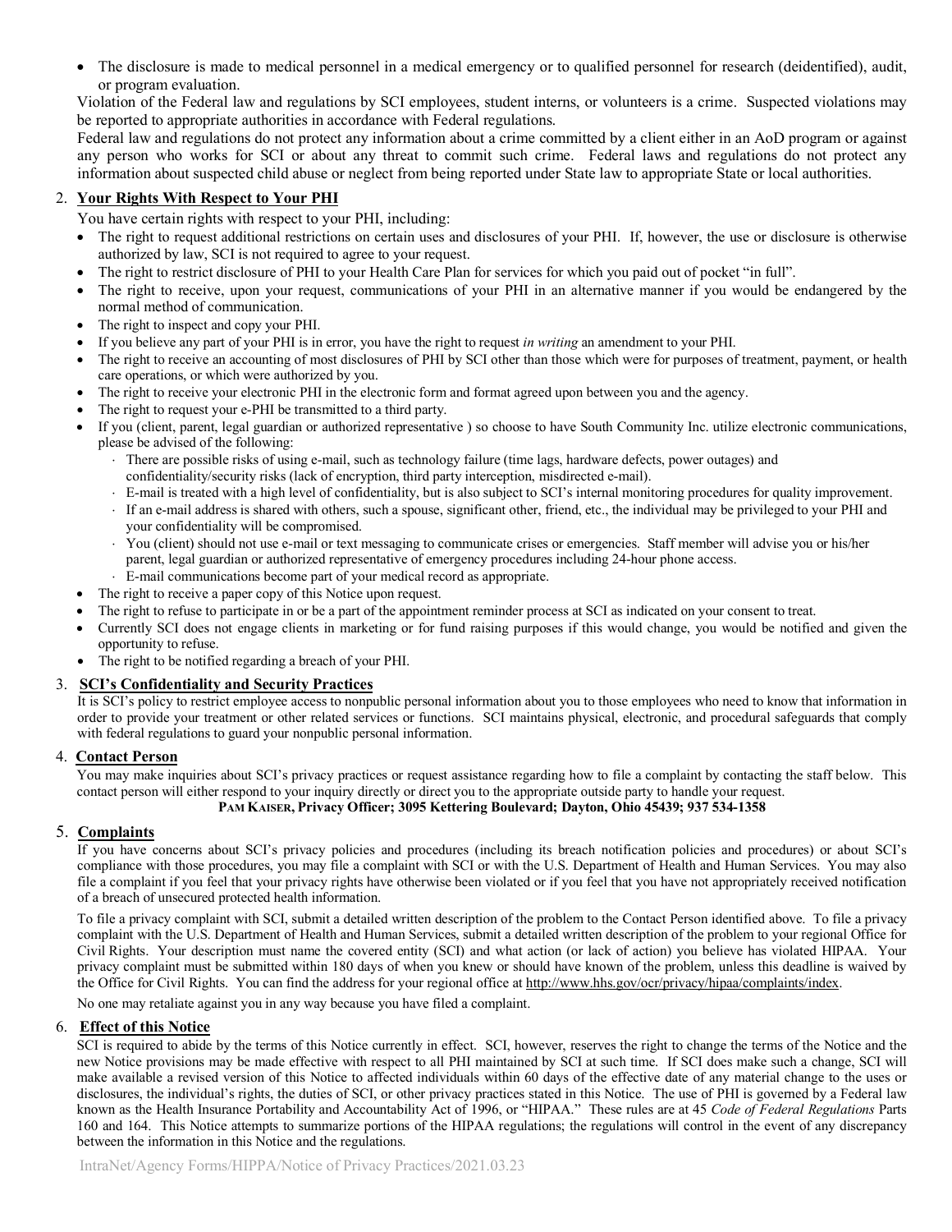- The disclosure is made to medical personnel in a medical emergency or to qualified personnel for research (deidentified), audit, or program evaluation.

Violation of the Federal law and regulations by SCI employees, student interns, or volunteers is a crime. Suspected violations may be reported to appropriate authorities in accordance with Federal regulations.

Federal law and regulations do not protect any information about a crime committed by a client either in an AoD program or against any person who works for SCI or about any threat to commit such crime. Federal laws and regulations do not protect any information about suspected child abuse or neglect from being reported under State law to appropriate State or local authorities.

## 2. Your Rights With Respect to Your PHI

You have certain rights with respect to your PHI, including:

- The right to request additional restrictions on certain uses and disclosures of your PHI. If, however, the use or disclosure is otherwise authorized by law, SCI is not required to agree to your request.
- The right to restrict disclosure of PHI to your Health Care Plan for services for which you paid out of pocket "in full".
- The right to receive, upon your request, communications of your PHI in an alternative manner if you would be endangered by the normal method of communication.
- The right to inspect and copy your PHI.
- If you believe any part of your PHI is in error, you have the right to request *in writing* an amendment to your PHI.
- The right to receive an accounting of most disclosures of PHI by SCI other than those which were for purposes of treatment, payment, or health care operations, or which were authorized by you.
- The right to receive your electronic PHI in the electronic form and format agreed upon between you and the agency.
- The right to request your e-PHI be transmitted to a third party.
- If you (client, parent, legal guardian or authorized representative ) so choose to have South Community Inc. utilize electronic communications, please be advised of the following:
  - There are possible risks of using e-mail, such as technology failure (time lags, hardware defects, power outages) and confidentiality/security risks (lack of encryption, third party interception, misdirected e-mail).
  - E-mail is treated with a high level of confidentiality, but is also subject to SCI's internal monitoring procedures for quality improvement.
  - If an e-mail address is shared with others, such a spouse, significant other, friend, etc., the individual may be privileged to your PHI and your confidentiality will be compromised.
  - You (client) should not use e-mail or text messaging to communicate crises or emergencies. Staff member will advise you or his/her parent, legal guardian or authorized representative of emergency procedures including 24-hour phone access.
  - E-mail communications become part of your medical record as appropriate.
- The right to receive a paper copy of this Notice upon request.
- The right to refuse to participate in or be a part of the appointment reminder process at SCI as indicated on your consent to treat.
- Currently SCI does not engage clients in marketing or for fund raising purposes if this would change, you would be notified and given the opportunity to refuse.
- The right to be notified regarding a breach of your PHI.

## 3. SCI's Confidentiality and Security Practices

It is SCI's policy to restrict employee access to nonpublic personal information about you to those employees who need to know that information in order to provide your treatment or other related services or functions. SCI maintains physical, electronic, and procedural safeguards that comply with federal regulations to guard your nonpublic personal information.

## 4. Contact Person

You may make inquiries about SCI's privacy practices or request assistance regarding how to file a complaint by contacting the staff below. This contact person will either respond to your inquiry directly or direct you to the appropriate outside party to handle your request.

**PAM KAISER, Privacy Officer; 3095 Kettering Boulevard; Dayton, Ohio 45439; 937 534-1358**

## 5. Complaints

If you have concerns about SCI's privacy policies and procedures (including its breach notification policies and procedures) or about SCI's compliance with those procedures, you may file a complaint with SCI or with the U.S. Department of Health and Human Services. You may also file a complaint if you feel that your privacy rights have otherwise been violated or if you feel that you have not appropriately received notification of a breach of unsecured protected health information.

To file a privacy complaint with SCI, submit a detailed written description of the problem to the Contact Person identified above. To file a privacy complaint with the U.S. Department of Health and Human Services, submit a detailed written description of the problem to your regional Office for Civil Rights. Your description must name the covered entity (SCI) and what action (or lack of action) you believe has violated HIPAA. Your privacy complaint must be submitted within 180 days of when you knew or should have known of the problem, unless this deadline is waived by the Office for Civil Rights. You can find the address for your regional office at http://www.hhs.gov/ocr/privacy/hipaa/complaints/index.

No one may retaliate against you in any way because you have filed a complaint.

## 6. Effect of this Notice

SCI is required to abide by the terms of this Notice currently in effect. SCI, however, reserves the right to change the terms of the Notice and the new Notice provisions may be made effective with respect to all PHI maintained by SCI at such time. If SCI does make such a change, SCI will make available a revised version of this Notice to affected individuals within 60 days of the effective date of any material change to the uses or disclosures, the individual's rights, the duties of SCI, or other privacy practices stated in this Notice. The use of PHI is governed by a Federal law known as the Health Insurance Portability and Accountability Act of 1996, or "HIPAA." These rules are at 45 *Code of Federal Regulations* Parts 160 and 164. This Notice attempts to summarize portions of the HIPAA regulations; the regulations will control in the event of any discrepancy between the information in this Notice and the regulations.

IntraNet/Agency Forms/HIPPA/Notice of Privacy Practices/2021.03.23